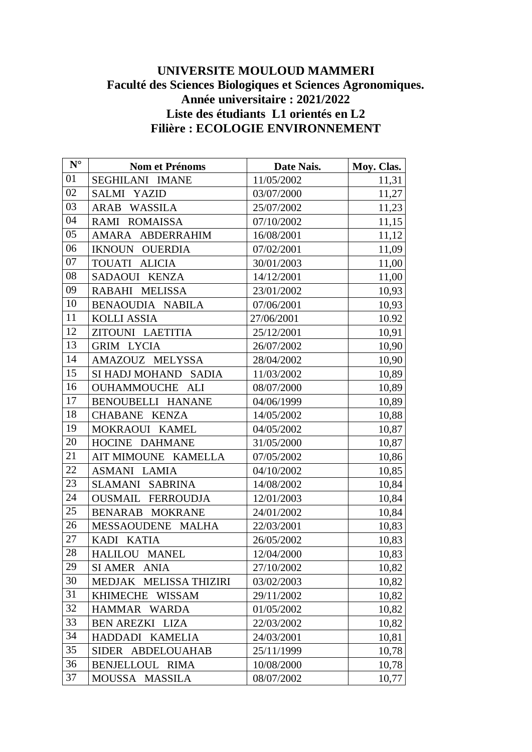**UNIVERSITE MOULOUD MAMMERI**
**Faculté des Sciences Biologiques et Sciences Agronomiques.**
**Année universitaire : 2021/2022**
**Liste des étudiants L1 orientés en L2**
**Filière : ECOLOGIE ENVIRONNEMENT**

| N° | Nom et Prénoms | Date Nais. | Moy. Clas. |
|---|---|---|---|
| 01 | SEGHILANI IMANE | 11/05/2002 | 11,31 |
| 02 | SALMI YAZID | 03/07/2000 | 11,27 |
| 03 | ARAB WASSILA | 25/07/2002 | 11,23 |
| 04 | RAMI ROMAISSA | 07/10/2002 | 11,15 |
| 05 | AMARA ABDERRAHIM | 16/08/2001 | 11,12 |
| 06 | IKNOUN OUERDIA | 07/02/2001 | 11,09 |
| 07 | TOUATI ALICIA | 30/01/2003 | 11,00 |
| 08 | SADAOUI KENZA | 14/12/2001 | 11,00 |
| 09 | RABAHI MELISSA | 23/01/2002 | 10,93 |
| 10 | BENAOUDIA NABILA | 07/06/2001 | 10,93 |
| 11 | KOLLI ASSIA | 27/06/2001 | 10.92 |
| 12 | ZITOUNI LAETITIA | 25/12/2001 | 10,91 |
| 13 | GRIM LYCIA | 26/07/2002 | 10,90 |
| 14 | AMAZOUZ MELYSSA | 28/04/2002 | 10,90 |
| 15 | SI HADJ MOHAND SADIA | 11/03/2002 | 10,89 |
| 16 | OUHAMMOUCHE ALI | 08/07/2000 | 10,89 |
| 17 | BENOUBELLI HANANE | 04/06/1999 | 10,89 |
| 18 | CHABANE KENZA | 14/05/2002 | 10,88 |
| 19 | MOKRAOUI KAMEL | 04/05/2002 | 10,87 |
| 20 | HOCINE DAHMANE | 31/05/2000 | 10,87 |
| 21 | AIT MIMOUNE KAMELLA | 07/05/2002 | 10,86 |
| 22 | ASMANI LAMIA | 04/10/2002 | 10,85 |
| 23 | SLAMANI SABRINA | 14/08/2002 | 10,84 |
| 24 | OUSMAIL FERROUDJA | 12/01/2003 | 10,84 |
| 25 | BENARAB MOKRANE | 24/01/2002 | 10,84 |
| 26 | MESSAOUDENE MALHA | 22/03/2001 | 10,83 |
| 27 | KADI KATIA | 26/05/2002 | 10,83 |
| 28 | HALILOU MANEL | 12/04/2000 | 10,83 |
| 29 | SI AMER ANIA | 27/10/2002 | 10,82 |
| 30 | MEDJAK MELISSA THIZIRI | 03/02/2003 | 10,82 |
| 31 | KHIMECHE WISSAM | 29/11/2002 | 10,82 |
| 32 | HAMMAR WARDA | 01/05/2002 | 10,82 |
| 33 | BEN AREZKI LIZA | 22/03/2002 | 10,82 |
| 34 | HADDADI KAMELIA | 24/03/2001 | 10,81 |
| 35 | SIDER ABDELOUAHAB | 25/11/1999 | 10,78 |
| 36 | BENJELLOUL RIMA | 10/08/2000 | 10,78 |
| 37 | MOUSSA MASSILA | 08/07/2002 | 10,77 |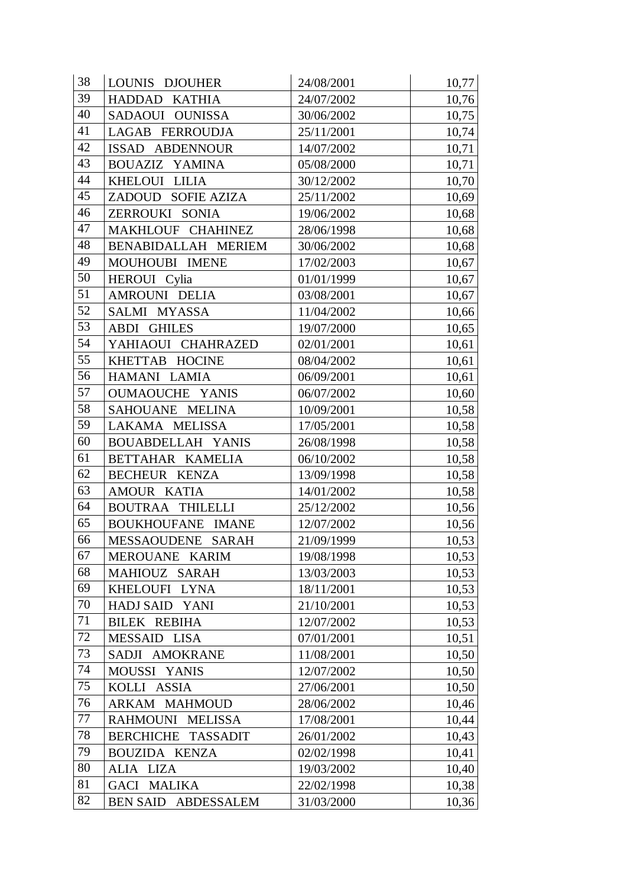| | | | |
|---|---|---|---|
| 38 | LOUNIS DJOUHER | 24/08/2001 | 10,77 |
| 39 | HADDAD KATHIA | 24/07/2002 | 10,76 |
| 40 | SADAOUI OUNISSA | 30/06/2002 | 10,75 |
| 41 | LAGAB FERROUDJA | 25/11/2001 | 10,74 |
| 42 | ISSAD ABDENNOUR | 14/07/2002 | 10,71 |
| 43 | BOUAZIZ YAMINA | 05/08/2000 | 10,71 |
| 44 | KHELOUI LILIA | 30/12/2002 | 10,70 |
| 45 | ZADOUD SOFIE AZIZA | 25/11/2002 | 10,69 |
| 46 | ZERROUKI SONIA | 19/06/2002 | 10,68 |
| 47 | MAKHLOUF CHAHINEZ | 28/06/1998 | 10,68 |
| 48 | BENABIDALLAH MERIEM | 30/06/2002 | 10,68 |
| 49 | MOUHOUBI IMENE | 17/02/2003 | 10,67 |
| 50 | HEROUI Cylia | 01/01/1999 | 10,67 |
| 51 | AMROUNI DELIA | 03/08/2001 | 10,67 |
| 52 | SALMI MYASSA | 11/04/2002 | 10,66 |
| 53 | ABDI GHILES | 19/07/2000 | 10,65 |
| 54 | YAHIAOUI CHAHRAZED | 02/01/2001 | 10,61 |
| 55 | KHETTAB HOCINE | 08/04/2002 | 10,61 |
| 56 | HAMANI LAMIA | 06/09/2001 | 10,61 |
| 57 | OUMAOUCHE YANIS | 06/07/2002 | 10,60 |
| 58 | SAHOUANE MELINA | 10/09/2001 | 10,58 |
| 59 | LAKAMA MELISSA | 17/05/2001 | 10,58 |
| 60 | BOUABDELLAH YANIS | 26/08/1998 | 10,58 |
| 61 | BETTAHAR KAMELIA | 06/10/2002 | 10,58 |
| 62 | BECHEUR KENZA | 13/09/1998 | 10,58 |
| 63 | AMOUR KATIA | 14/01/2002 | 10,58 |
| 64 | BOUTRAA THILELLI | 25/12/2002 | 10,56 |
| 65 | BOUKHOUFANE IMANE | 12/07/2002 | 10,56 |
| 66 | MESSAOUDENE SARAH | 21/09/1999 | 10,53 |
| 67 | MEROUANE KARIM | 19/08/1998 | 10,53 |
| 68 | MAHIOUZ SARAH | 13/03/2003 | 10,53 |
| 69 | KHELOUFI LYNA | 18/11/2001 | 10,53 |
| 70 | HADJ SAID YANI | 21/10/2001 | 10,53 |
| 71 | BILEK REBIHA | 12/07/2002 | 10,53 |
| 72 | MESSAID LISA | 07/01/2001 | 10,51 |
| 73 | SADJI AMOKRANE | 11/08/2001 | 10,50 |
| 74 | MOUSSI YANIS | 12/07/2002 | 10,50 |
| 75 | KOLLI ASSIA | 27/06/2001 | 10,50 |
| 76 | ARKAM MAHMOUD | 28/06/2002 | 10,46 |
| 77 | RAHMOUNI MELISSA | 17/08/2001 | 10,44 |
| 78 | BERCHICHE TASSADIT | 26/01/2002 | 10,43 |
| 79 | BOUZIDA KENZA | 02/02/1998 | 10,41 |
| 80 | ALIA LIZA | 19/03/2002 | 10,40 |
| 81 | GACI MALIKA | 22/02/1998 | 10,38 |
| 82 | BEN SAID ABDESSALEM | 31/03/2000 | 10,36 |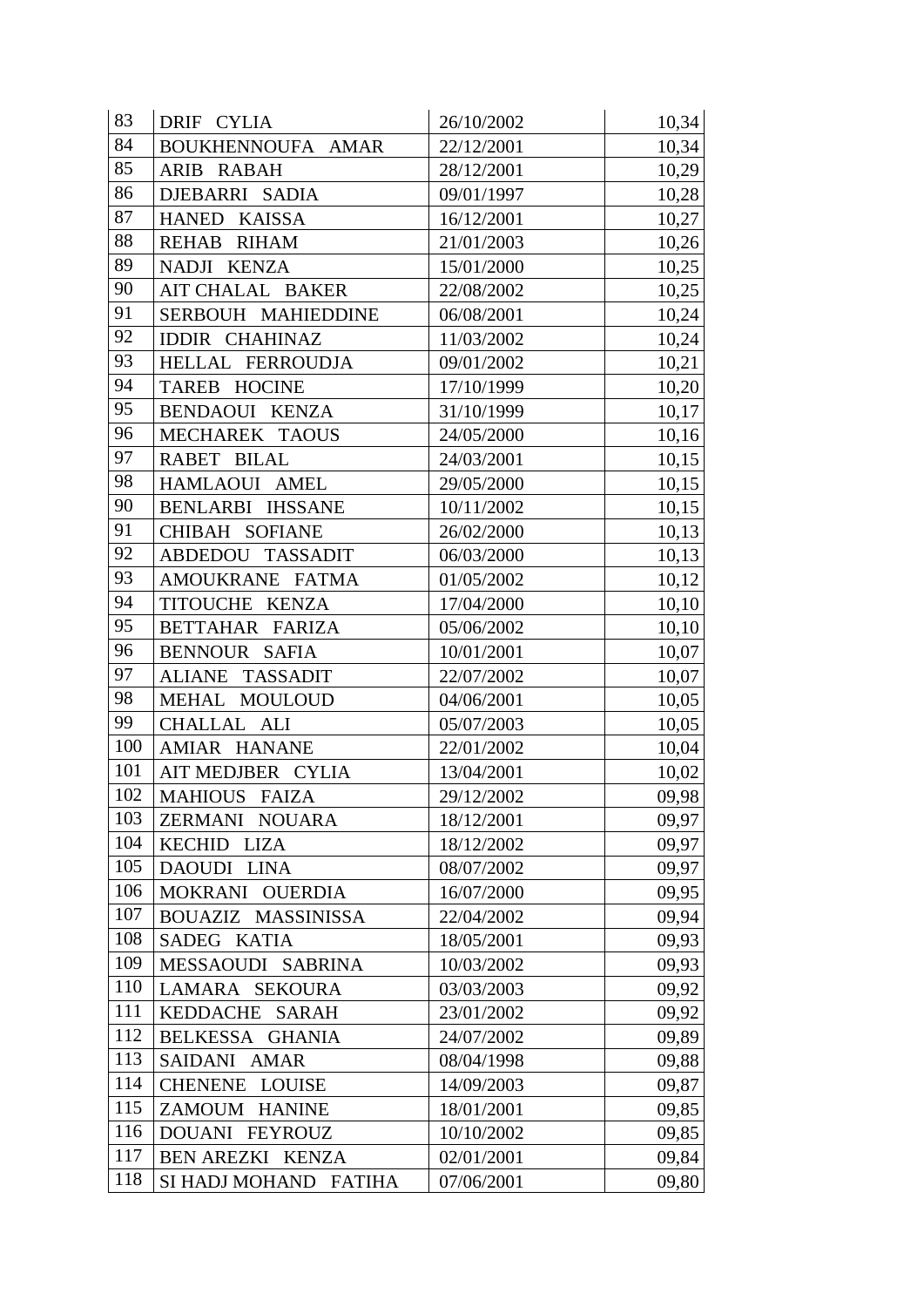| 83 | DRIF CYLIA | 26/10/2002 | 10,34 |
|---|---|---|---|
| 84 | BOUKHENNOUFA AMAR | 22/12/2001 | 10,34 |
| 85 | ARIB RABAH | 28/12/2001 | 10,29 |
| 86 | DJEBARRI SADIA | 09/01/1997 | 10,28 |
| 87 | HANED KAISSA | 16/12/2001 | 10,27 |
| 88 | REHAB RIHAM | 21/01/2003 | 10,26 |
| 89 | NADJI KENZA | 15/01/2000 | 10,25 |
| 90 | AIT CHALAL BAKER | 22/08/2002 | 10,25 |
| 91 | SERBOUH MAHIEDDINE | 06/08/2001 | 10,24 |
| 92 | IDDIR CHAHINAZ | 11/03/2002 | 10,24 |
| 93 | HELLAL FERROUDJA | 09/01/2002 | 10,21 |
| 94 | TAREB HOCINE | 17/10/1999 | 10,20 |
| 95 | BENDAOUI KENZA | 31/10/1999 | 10,17 |
| 96 | MECHAREK TAOUS | 24/05/2000 | 10,16 |
| 97 | RABET BILAL | 24/03/2001 | 10,15 |
| 98 | HAMLAOUI AMEL | 29/05/2000 | 10,15 |
| 90 | BENLARBI IHSSANE | 10/11/2002 | 10,15 |
| 91 | CHIBAH SOFIANE | 26/02/2000 | 10,13 |
| 92 | ABDEDOU TASSADIT | 06/03/2000 | 10,13 |
| 93 | AMOUKRANE FATMA | 01/05/2002 | 10,12 |
| 94 | TITOUCHE KENZA | 17/04/2000 | 10,10 |
| 95 | BETTAHAR FARIZA | 05/06/2002 | 10,10 |
| 96 | BENNOUR SAFIA | 10/01/2001 | 10,07 |
| 97 | ALIANE TASSADIT | 22/07/2002 | 10,07 |
| 98 | MEHAL MOULOUD | 04/06/2001 | 10,05 |
| 99 | CHALLAL ALI | 05/07/2003 | 10,05 |
| 100 | AMIAR HANANE | 22/01/2002 | 10,04 |
| 101 | AIT MEDJBER CYLIA | 13/04/2001 | 10,02 |
| 102 | MAHIOUS FAIZA | 29/12/2002 | 09,98 |
| 103 | ZERMANI NOUARA | 18/12/2001 | 09,97 |
| 104 | KECHID LIZA | 18/12/2002 | 09,97 |
| 105 | DAOUDI LINA | 08/07/2002 | 09,97 |
| 106 | MOKRANI OUERDIA | 16/07/2000 | 09,95 |
| 107 | BOUAZIZ MASSINISSA | 22/04/2002 | 09,94 |
| 108 | SADEG KATIA | 18/05/2001 | 09,93 |
| 109 | MESSAOUDI SABRINA | 10/03/2002 | 09,93 |
| 110 | LAMARA SEKOURA | 03/03/2003 | 09,92 |
| 111 | KEDDACHE SARAH | 23/01/2002 | 09,92 |
| 112 | BELKESSA GHANIA | 24/07/2002 | 09,89 |
| 113 | SAIDANI AMAR | 08/04/1998 | 09,88 |
| 114 | CHENENE LOUISE | 14/09/2003 | 09,87 |
| 115 | ZAMOUM HANINE | 18/01/2001 | 09,85 |
| 116 | DOUANI FEYROUZ | 10/10/2002 | 09,85 |
| 117 | BEN AREZKI KENZA | 02/01/2001 | 09,84 |
| 118 | SI HADJ MOHAND FATIHA | 07/06/2001 | 09,80 |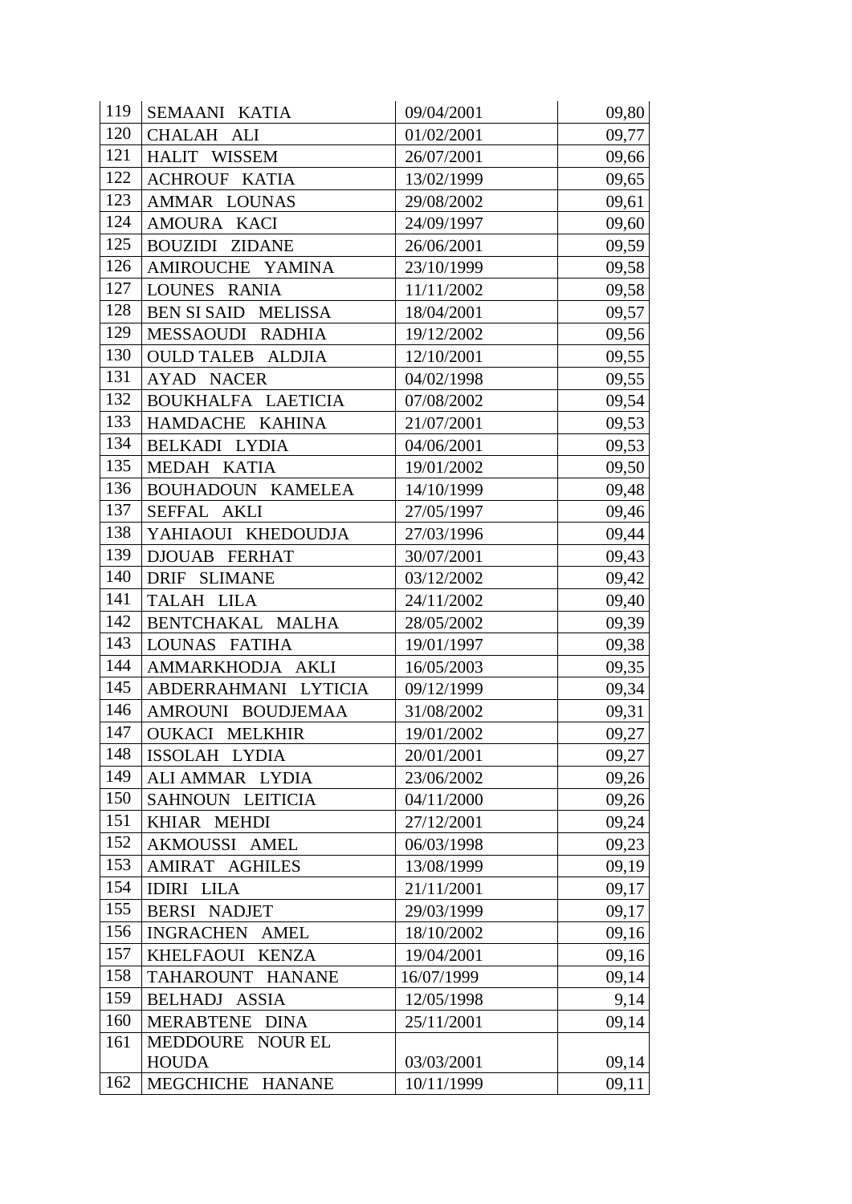| 119 | SEMAANI KATIA | 09/04/2001 | 09,80 |
|---|---|---|---|
| 120 | CHALAH ALI | 01/02/2001 | 09,77 |
| 121 | HALIT WISSEM | 26/07/2001 | 09,66 |
| 122 | ACHROUF KATIA | 13/02/1999 | 09,65 |
| 123 | AMMAR LOUNAS | 29/08/2002 | 09,61 |
| 124 | AMOURA KACI | 24/09/1997 | 09,60 |
| 125 | BOUZIDI ZIDANE | 26/06/2001 | 09,59 |
| 126 | AMIROUCHE YAMINA | 23/10/1999 | 09,58 |
| 127 | LOUNES RANIA | 11/11/2002 | 09,58 |
| 128 | BEN SI SAID MELISSA | 18/04/2001 | 09,57 |
| 129 | MESSAOUDI RADHIA | 19/12/2002 | 09,56 |
| 130 | OULD TALEB ALDJIA | 12/10/2001 | 09,55 |
| 131 | AYAD NACER | 04/02/1998 | 09,55 |
| 132 | BOUKHALFA LAETICIA | 07/08/2002 | 09,54 |
| 133 | HAMDACHE KAHINA | 21/07/2001 | 09,53 |
| 134 | BELKADI LYDIA | 04/06/2001 | 09,53 |
| 135 | MEDAH KATIA | 19/01/2002 | 09,50 |
| 136 | BOUHADOUN KAMELEA | 14/10/1999 | 09,48 |
| 137 | SEFFAL AKLI | 27/05/1997 | 09,46 |
| 138 | YAHIAOUI KHEDOUDJA | 27/03/1996 | 09,44 |
| 139 | DJOUAB FERHAT | 30/07/2001 | 09,43 |
| 140 | DRIF SLIMANE | 03/12/2002 | 09,42 |
| 141 | TALAH LILA | 24/11/2002 | 09,40 |
| 142 | BENTCHAKAL MALHA | 28/05/2002 | 09,39 |
| 143 | LOUNAS FATIHA | 19/01/1997 | 09,38 |
| 144 | AMMARKHODJA AKLI | 16/05/2003 | 09,35 |
| 145 | ABDERRAHMANI LYTICIA | 09/12/1999 | 09,34 |
| 146 | AMROUNI BOUDJEMAA | 31/08/2002 | 09,31 |
| 147 | OUKACI MELKHIR | 19/01/2002 | 09,27 |
| 148 | ISSOLAH LYDIA | 20/01/2001 | 09,27 |
| 149 | ALI AMMAR LYDIA | 23/06/2002 | 09,26 |
| 150 | SAHNOUN LEITICIA | 04/11/2000 | 09,26 |
| 151 | KHIAR MEHDI | 27/12/2001 | 09,24 |
| 152 | AKMOUSSI AMEL | 06/03/1998 | 09,23 |
| 153 | AMIRAT AGHILES | 13/08/1999 | 09,19 |
| 154 | IDIRI LILA | 21/11/2001 | 09,17 |
| 155 | BERSI NADJET | 29/03/1999 | 09,17 |
| 156 | INGRACHEN AMEL | 18/10/2002 | 09,16 |
| 157 | KHELFAOUI KENZA | 19/04/2001 | 09,16 |
| 158 | TAHAROUNT HANANE | 16/07/1999 | 09,14 |
| 159 | BELHADJ ASSIA | 12/05/1998 | 9,14 |
| 160 | MERABTENE DINA | 25/11/2001 | 09,14 |
| 161 | MEDDOURE NOUR EL HOUDA | 03/03/2001 | 09,14 |
| 162 | MEGCHICHE HANANE | 10/11/1999 | 09,11 |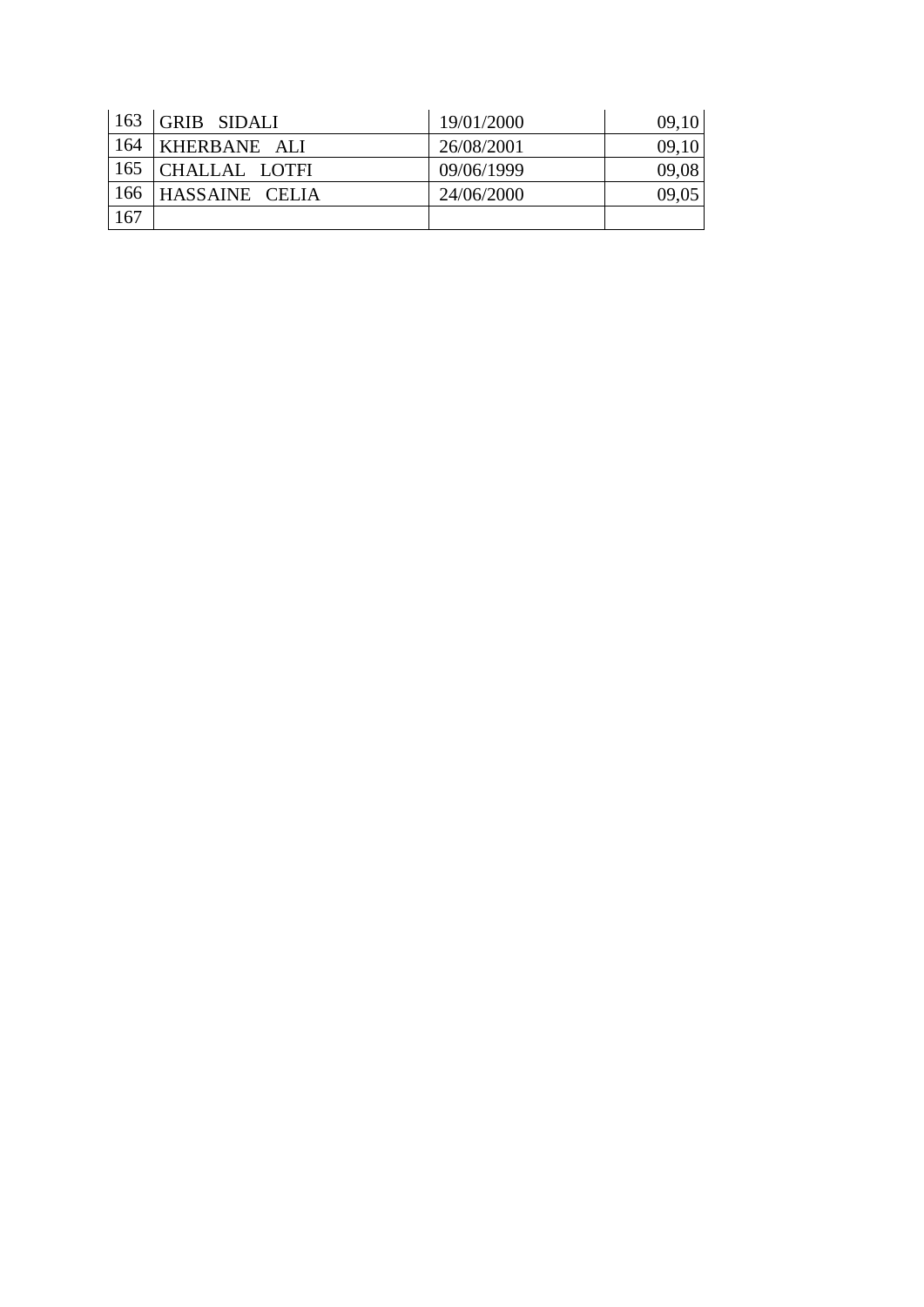| | | | |
|---|---|---|---|
| 163 | GRIB SIDALI | 19/01/2000 | 09,10 |
| 164 | KHERBANE ALI | 26/08/2001 | 09,10 |
| 165 | CHALLAL LOTFI | 09/06/1999 | 09,08 |
| 166 | HASSAINE CELIA | 24/06/2000 | 09,05 |
| 167 | | | |